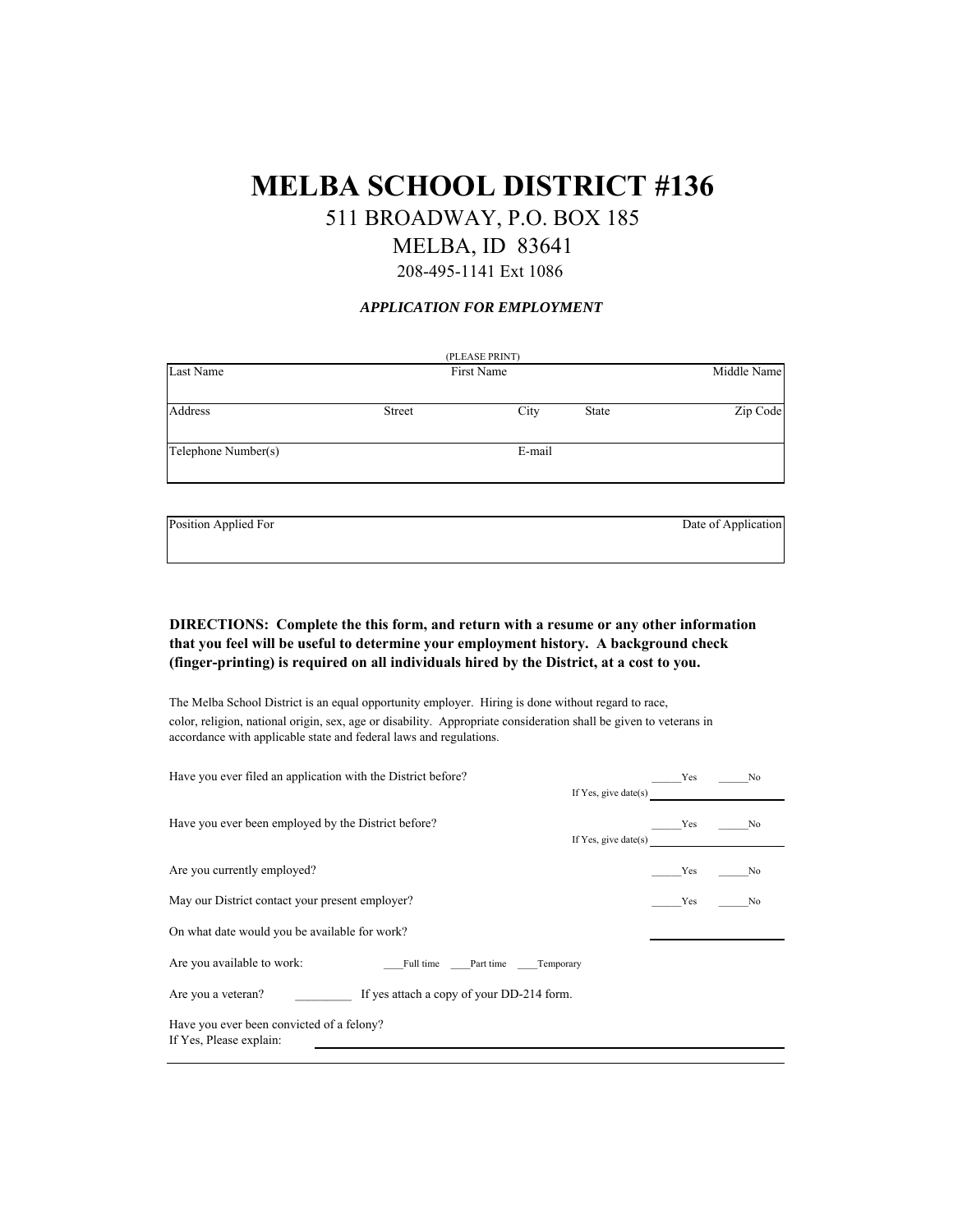# MELBA SCHOOL DISTRICT #136

511 BROADWAY, P.O. BOX 185

MELBA, ID 83641

208-495-1141 Ext 1086

***APPLICATION FOR EMPLOYMENT***

(PLEASE PRINT)

| Last Name | First Name | | Middle Name |
|---|---|---|---|
| Address Street | City | State | Zip Code |
| Telephone Number(s) | E-mail | | |

| Position Applied For | Date of Application |
|---|---|
| | |

**DIRECTIONS: Complete the this form, and return with a resume or any other information that you feel will be useful to determine your employment history. A background check (finger-printing) is required on all individuals hired by the District, at a cost to you.**

The Melba School District is an equal opportunity employer. Hiring is done without regard to race, color, religion, national origin, sex, age or disability. Appropriate consideration shall be given to veterans in accordance with applicable state and federal laws and regulations.

Have you ever filed an application with the District before? ______Yes ______No
If Yes, give date(s) ____________________

Have you ever been employed by the District before? ______Yes ______No
If Yes, give date(s) ____________________

Are you currently employed? ______Yes ______No

May our District contact your present employer? ______Yes ______No

On what date would you be available for work? ____________________

Are you available to work: ____Full time ____Part time ____Temporary

Are you a veteran? _________ If yes attach a copy of your DD-214 form.

Have you ever been convicted of a felony?
If Yes, Please explain: ____________________________________________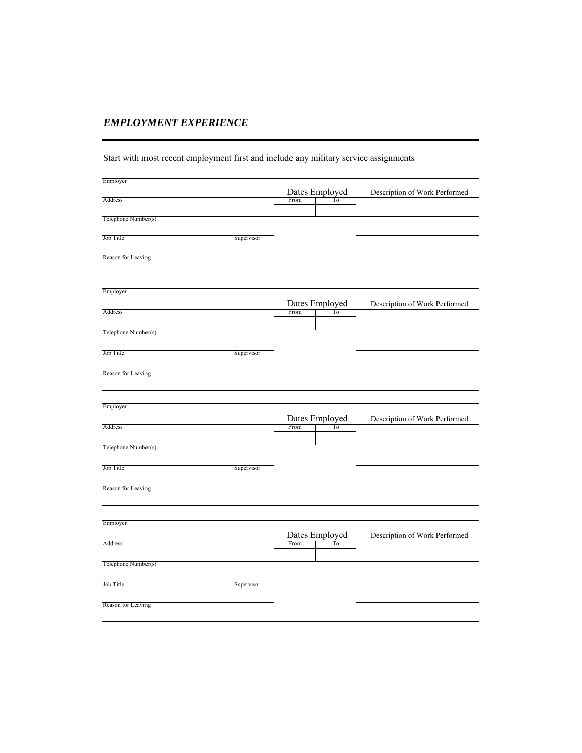## *EMPLOYMENT EXPERIENCE*

---

Start with most recent employment first and include any military service assignments

| Employer | | Dates Employed | | Description of Work Performed |
|---|---|---|---|---|
| Address | | From | To | |
| Telephone Number(s) | | | | |
| Job Title | Supervisor | | | |
| Reason for Leaving | | | | |

| Employer | | Dates Employed | | Description of Work Performed |
|---|---|---|---|---|
| Address | | From | To | |
| Telephone Number(s) | | | | |
| Job Title | Supervisor | | | |
| Reason for Leaving | | | | |

| Employer | | Dates Employed | | Description of Work Performed |
|---|---|---|---|---|
| Address | | From | To | |
| Telephone Number(s) | | | | |
| Job Title | Supervisor | | | |
| Reason for Leaving | | | | |

| Employer | | Dates Employed | | Description of Work Performed |
|---|---|---|---|---|
| Address | | From | To | |
| Telephone Number(s) | | | | |
| Job Title | Supervisor | | | |
| Reason for Leaving | | | | |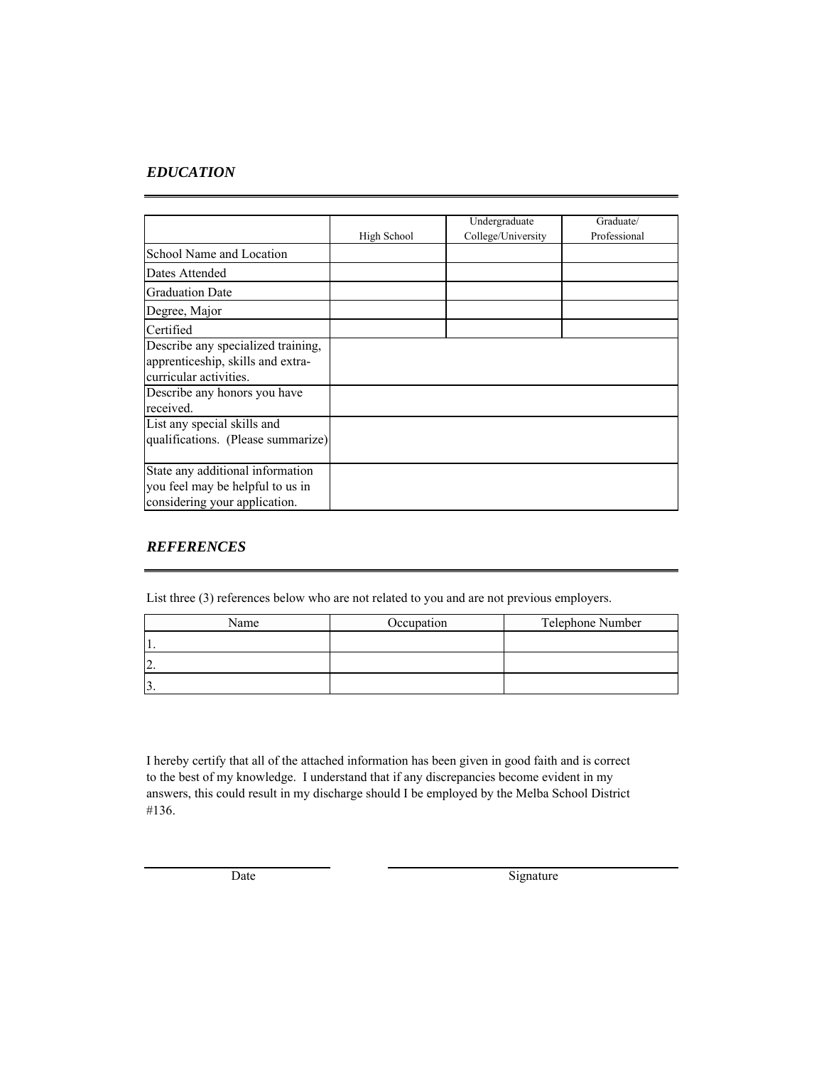## *EDUCATION*

| | High School | Undergraduate College/University | Graduate/ Professional |
|---|---|---|---|
| School Name and Location | | | |
| Dates Attended | | | |
| Graduation Date | | | |
| Degree, Major | | | |
| Certified | | | |
| Describe any specialized training, apprenticeship, skills and extra-curricular activities. | | | |
| Describe any honors you have received. | | | |
| List any special skills and qualifications. (Please summarize) | | | |
| State any additional information you feel may be helpful to us in considering your application. | | | |

## *REFERENCES*

List three (3) references below who are not related to you and are not previous employers.

| Name | Occupation | Telephone Number |
|---|---|---|
| 1. | | |
| 2. | | |
| 3. | | |

I hereby certify that all of the attached information has been given in good faith and is correct to the best of my knowledge. I understand that if any discrepancies become evident in my answers, this could result in my discharge should I be employed by the Melba School District #136.

Date ____________________ Signature ____________________